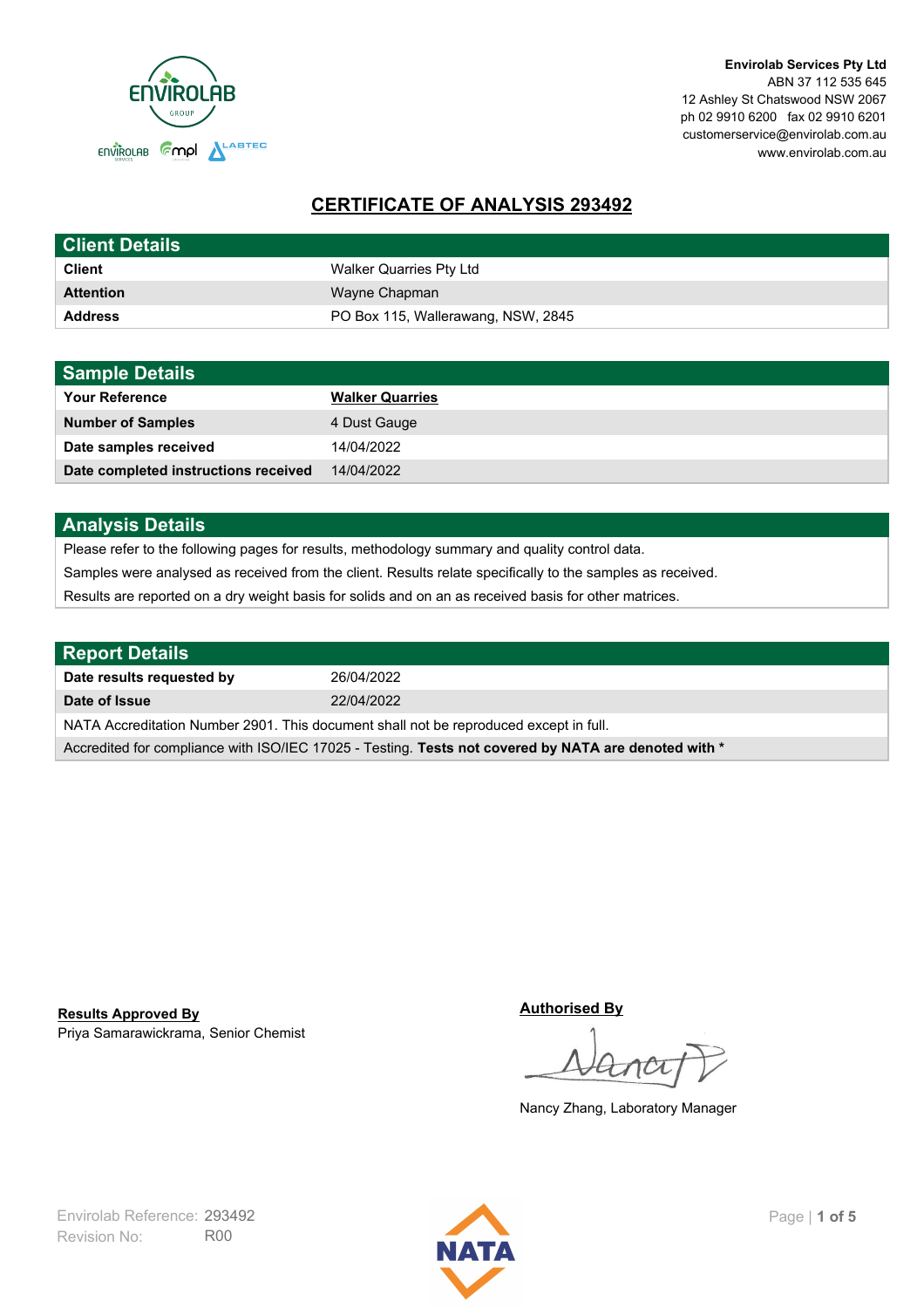**Envirolab Services Pty Ltd**
ABN 37 112 535 645
12 Ashley St Chatswood NSW 2067
ph 02 9910 6200 fax 02 9910 6201
customerservice@envirolab.com.au
www.envirolab.com.au

# CERTIFICATE OF ANALYSIS 293492

| Client Details | |
|---|---|
| **Client** | Walker Quarries Pty Ltd |
| **Attention** | Wayne Chapman |
| **Address** | PO Box 115, Wallerawang, NSW, 2845 |

| Sample Details | |
|---|---|
| **Your Reference** | **Walker Quarries** |
| **Number of Samples** | 4 Dust Gauge |
| **Date samples received** | 14/04/2022 |
| **Date completed instructions received** | 14/04/2022 |

## Analysis Details

Please refer to the following pages for results, methodology summary and quality control data.

Samples were analysed as received from the client. Results relate specifically to the samples as received.

Results are reported on a dry weight basis for solids and on an as received basis for other matrices.

| Report Details | |
|---|---|
| **Date results requested by** | 26/04/2022 |
| **Date of Issue** | 22/04/2022 |

NATA Accreditation Number 2901. This document shall not be reproduced except in full.

Accredited for compliance with ISO/IEC 17025 - Testing. **Tests not covered by NATA are denoted with ***

**Results Approved By**
Priya Samarawickrama, Senior Chemist

**Authorised By**
Nancy Zhang, Laboratory Manager

Envirolab Reference: 293492
Revision No: R00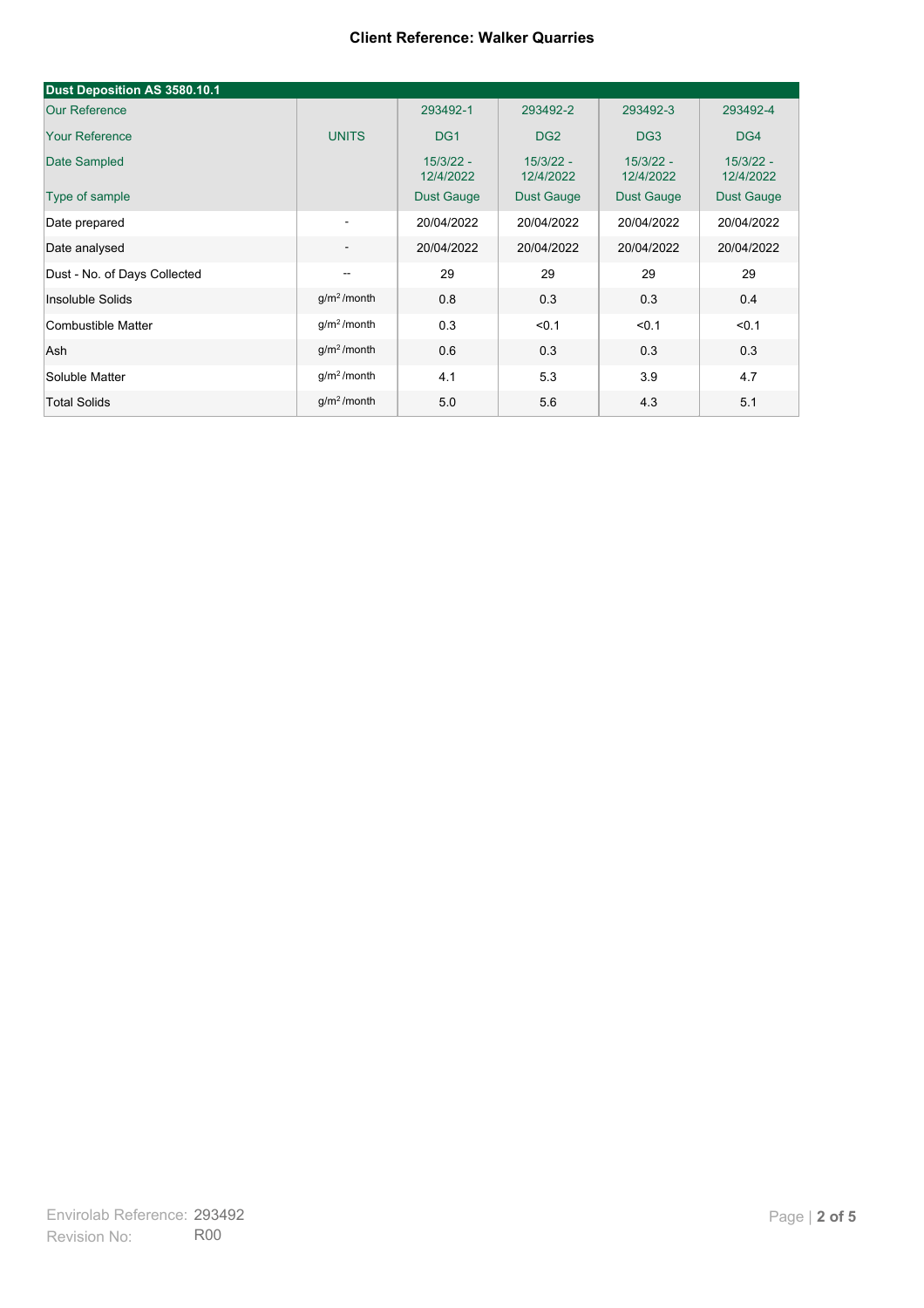**Client Reference: Walker Quarries**

| Dust Deposition AS 3580.10.1 | | | | | |
|---|---|---|---|---|---|
| Our Reference | | 293492-1 | 293492-2 | 293492-3 | 293492-4 |
| Your Reference | UNITS | DG1 | DG2 | DG3 | DG4 |
| Date Sampled | | 15/3/22 - 12/4/2022 | 15/3/22 - 12/4/2022 | 15/3/22 - 12/4/2022 | 15/3/22 - 12/4/2022 |
| Type of sample | | Dust Gauge | Dust Gauge | Dust Gauge | Dust Gauge |
| Date prepared | - | 20/04/2022 | 20/04/2022 | 20/04/2022 | 20/04/2022 |
| Date analysed | - | 20/04/2022 | 20/04/2022 | 20/04/2022 | 20/04/2022 |
| Dust - No. of Days Collected | -- | 29 | 29 | 29 | 29 |
| Insoluble Solids | $g/m^2$ /month | 0.8 | 0.3 | 0.3 | 0.4 |
| Combustible Matter | $g/m^2$ /month | 0.3 | <0.1 | <0.1 | <0.1 |
| Ash | $g/m^2$ /month | 0.6 | 0.3 | 0.3 | 0.3 |
| Soluble Matter | $g/m^2$ /month | 4.1 | 5.3 | 3.9 | 4.7 |
| Total Solids | $g/m^2$ /month | 5.0 | 5.6 | 4.3 | 5.1 |

Envirolab Reference: 293492
Revision No: R00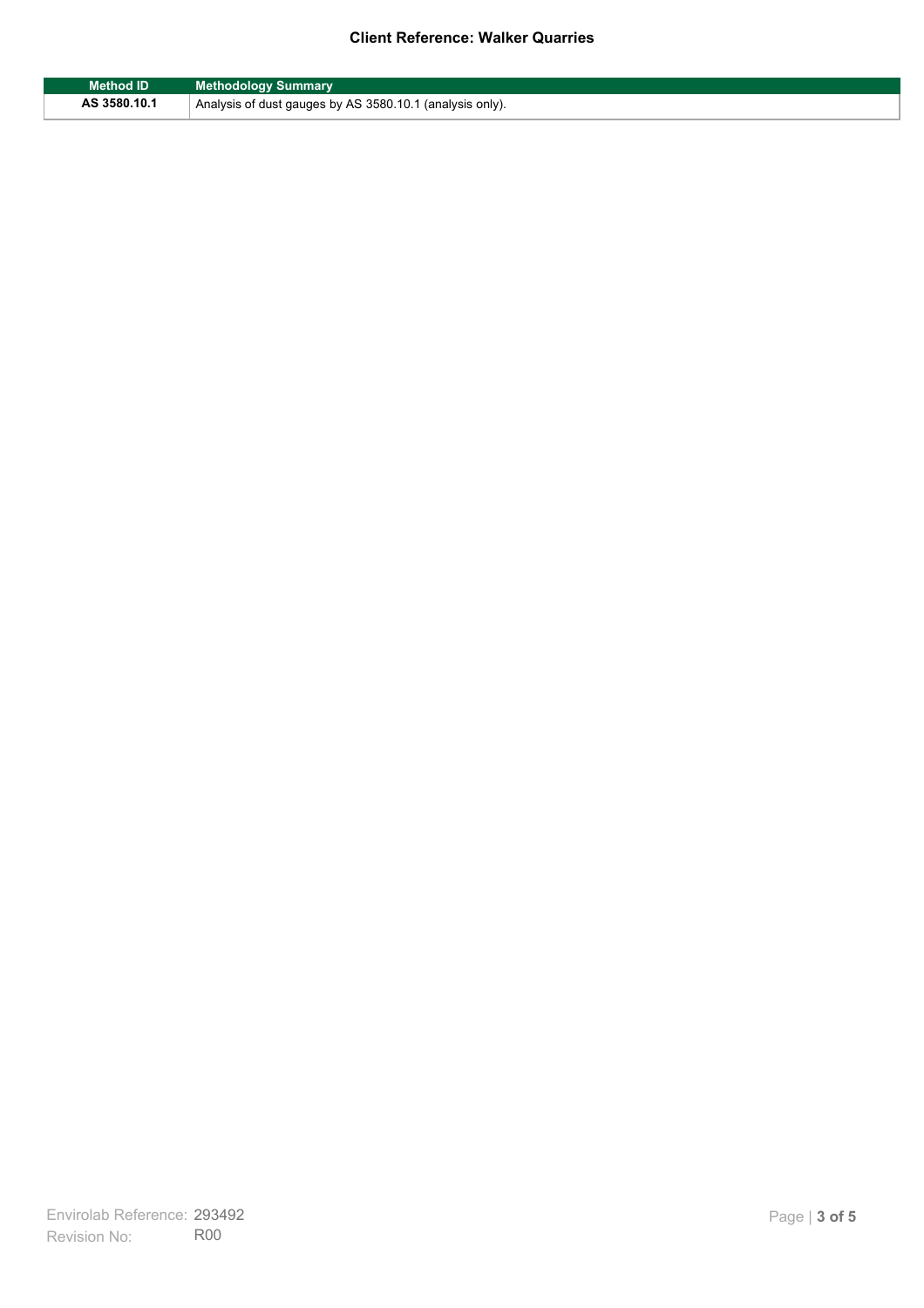| Method ID | Methodology Summary |
| --- | --- |
| AS 3580.10.1 | Analysis of dust gauges by AS 3580.10.1 (analysis only). |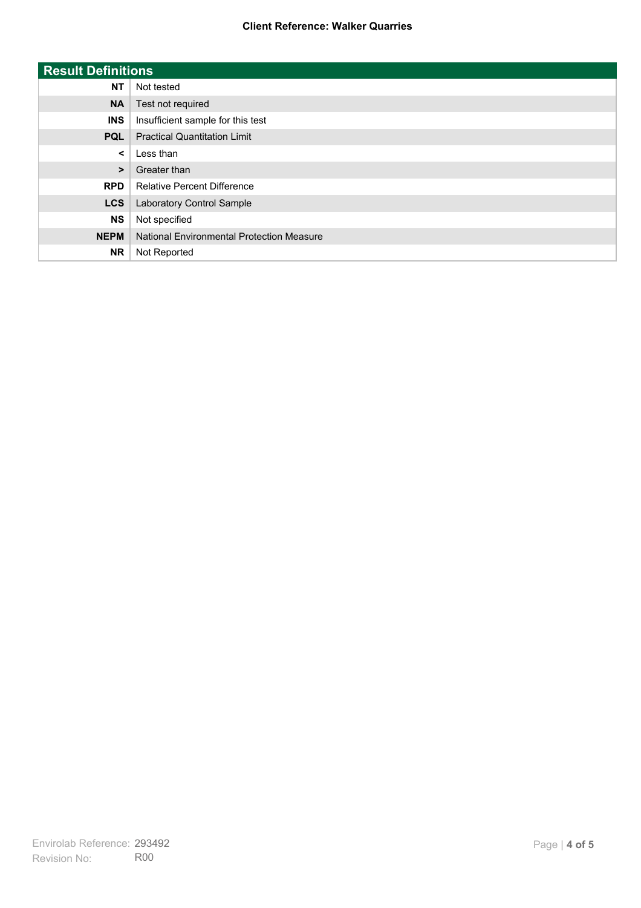## Result Definitions

| | |
|---|---|
| **NT** | Not tested |
| **NA** | Test not required |
| **INS** | Insufficient sample for this test |
| **PQL** | Practical Quantitation Limit |
| **<** | Less than |
| **>** | Greater than |
| **RPD** | Relative Percent Difference |
| **LCS** | Laboratory Control Sample |
| **NS** | Not specified |
| **NEPM** | National Environmental Protection Measure |
| **NR** | Not Reported |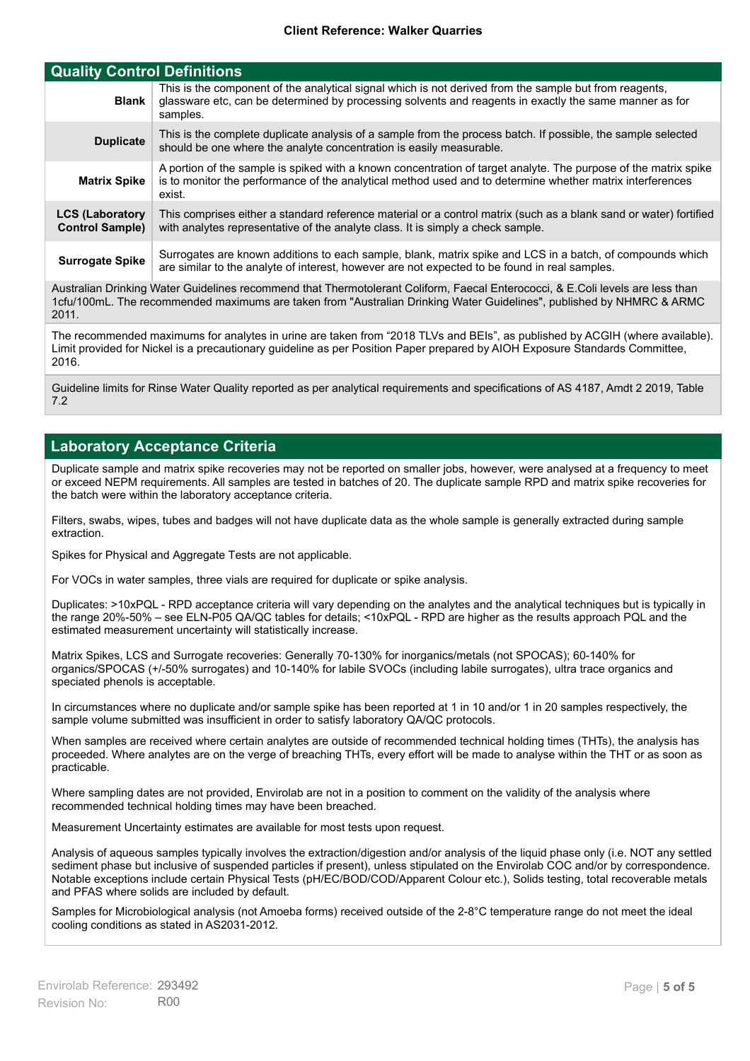**Client Reference: Walker Quarries**

## Quality Control Definitions

| | |
|---|---|
| **Blank** | This is the component of the analytical signal which is not derived from the sample but from reagents, glassware etc, can be determined by processing solvents and reagents in exactly the same manner as for samples. |
| **Duplicate** | This is the complete duplicate analysis of a sample from the process batch. If possible, the sample selected should be one where the analyte concentration is easily measurable. |
| **Matrix Spike** | A portion of the sample is spiked with a known concentration of target analyte. The purpose of the matrix spike is to monitor the performance of the analytical method used and to determine whether matrix interferences exist. |
| **LCS (Laboratory Control Sample)** | This comprises either a standard reference material or a control matrix (such as a blank sand or water) fortified with analytes representative of the analyte class. It is simply a check sample. |
| **Surrogate Spike** | Surrogates are known additions to each sample, blank, matrix spike and LCS in a batch, of compounds which are similar to the analyte of interest, however are not expected to be found in real samples. |

Australian Drinking Water Guidelines recommend that Thermotolerant Coliform, Faecal Enterococci, & E.Coli levels are less than 1cfu/100mL. The recommended maximums are taken from "Australian Drinking Water Guidelines", published by NHMRC & ARMC 2011.

The recommended maximums for analytes in urine are taken from “2018 TLVs and BEIs”, as published by ACGIH (where available). Limit provided for Nickel is a precautionary guideline as per Position Paper prepared by AIOH Exposure Standards Committee, 2016.

Guideline limits for Rinse Water Quality reported as per analytical requirements and specifications of AS 4187, Amdt 2 2019, Table 7.2

## Laboratory Acceptance Criteria

Duplicate sample and matrix spike recoveries may not be reported on smaller jobs, however, were analysed at a frequency to meet or exceed NEPM requirements. All samples are tested in batches of 20. The duplicate sample RPD and matrix spike recoveries for the batch were within the laboratory acceptance criteria.

Filters, swabs, wipes, tubes and badges will not have duplicate data as the whole sample is generally extracted during sample extraction.

Spikes for Physical and Aggregate Tests are not applicable.

For VOCs in water samples, three vials are required for duplicate or spike analysis.

Duplicates: >10xPQL - RPD acceptance criteria will vary depending on the analytes and the analytical techniques but is typically in the range 20%-50% – see ELN-P05 QA/QC tables for details; <10xPQL - RPD are higher as the results approach PQL and the estimated measurement uncertainty will statistically increase.

Matrix Spikes, LCS and Surrogate recoveries: Generally 70-130% for inorganics/metals (not SPOCAS); 60-140% for organics/SPOCAS (+/-50% surrogates) and 10-140% for labile SVOCs (including labile surrogates), ultra trace organics and speciated phenols is acceptable.

In circumstances where no duplicate and/or sample spike has been reported at 1 in 10 and/or 1 in 20 samples respectively, the sample volume submitted was insufficient in order to satisfy laboratory QA/QC protocols.

When samples are received where certain analytes are outside of recommended technical holding times (THTs), the analysis has proceeded. Where analytes are on the verge of breaching THTs, every effort will be made to analyse within the THT or as soon as practicable.

Where sampling dates are not provided, Envirolab are not in a position to comment on the validity of the analysis where recommended technical holding times may have been breached.

Measurement Uncertainty estimates are available for most tests upon request.

Analysis of aqueous samples typically involves the extraction/digestion and/or analysis of the liquid phase only (i.e. NOT any settled sediment phase but inclusive of suspended particles if present), unless stipulated on the Envirolab COC and/or by correspondence. Notable exceptions include certain Physical Tests (pH/EC/BOD/COD/Apparent Colour etc.), Solids testing, total recoverable metals and PFAS where solids are included by default.

Samples for Microbiological analysis (not Amoeba forms) received outside of the 2-8°C temperature range do not meet the ideal cooling conditions as stated in AS2031-2012.

Envirolab Reference: 293492
Revision No: R00